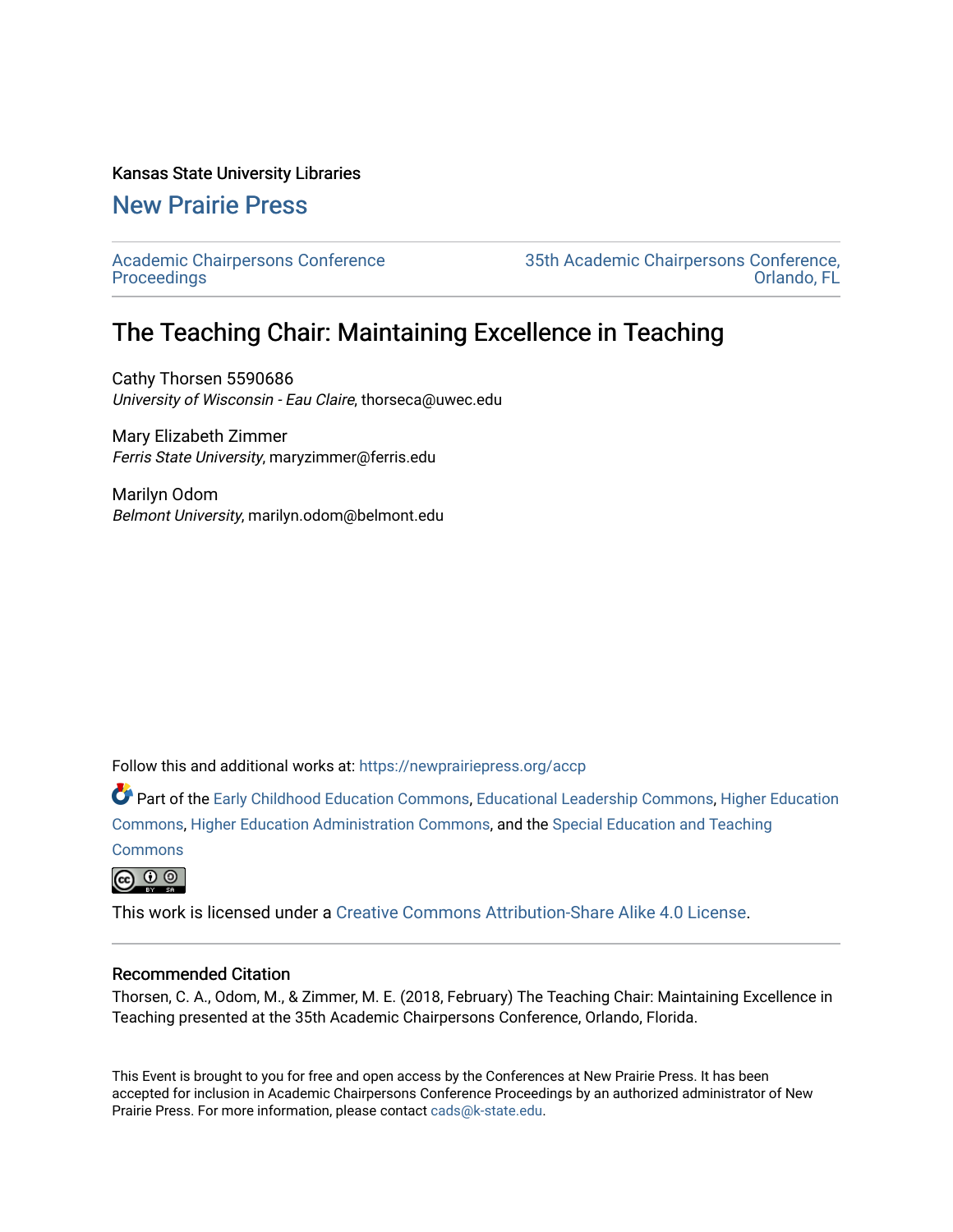Kansas State University Libraries

## New Prairie Press

Academic Chairpersons Conference Proceedings

35th Academic Chairpersons Conference, Orlando, FL

# The Teaching Chair: Maintaining Excellence in Teaching

Cathy Thorsen 5590686
*University of Wisconsin - Eau Claire*, thorseca@uwec.edu

Mary Elizabeth Zimmer
*Ferris State University*, maryzimmer@ferris.edu

Marilyn Odom
*Belmont University*, marilyn.odom@belmont.edu

Follow this and additional works at: https://newprairiepress.org/accp

Part of the Early Childhood Education Commons, Educational Leadership Commons, Higher Education Commons, Higher Education Administration Commons, and the Special Education and Teaching Commons

This work is licensed under a Creative Commons Attribution-Share Alike 4.0 License.

### Recommended Citation

Thorsen, C. A., Odom, M., & Zimmer, M. E. (2018, February) The Teaching Chair: Maintaining Excellence in Teaching presented at the 35th Academic Chairpersons Conference, Orlando, Florida.

This Event is brought to you for free and open access by the Conferences at New Prairie Press. It has been accepted for inclusion in Academic Chairpersons Conference Proceedings by an authorized administrator of New Prairie Press. For more information, please contact cads@k-state.edu.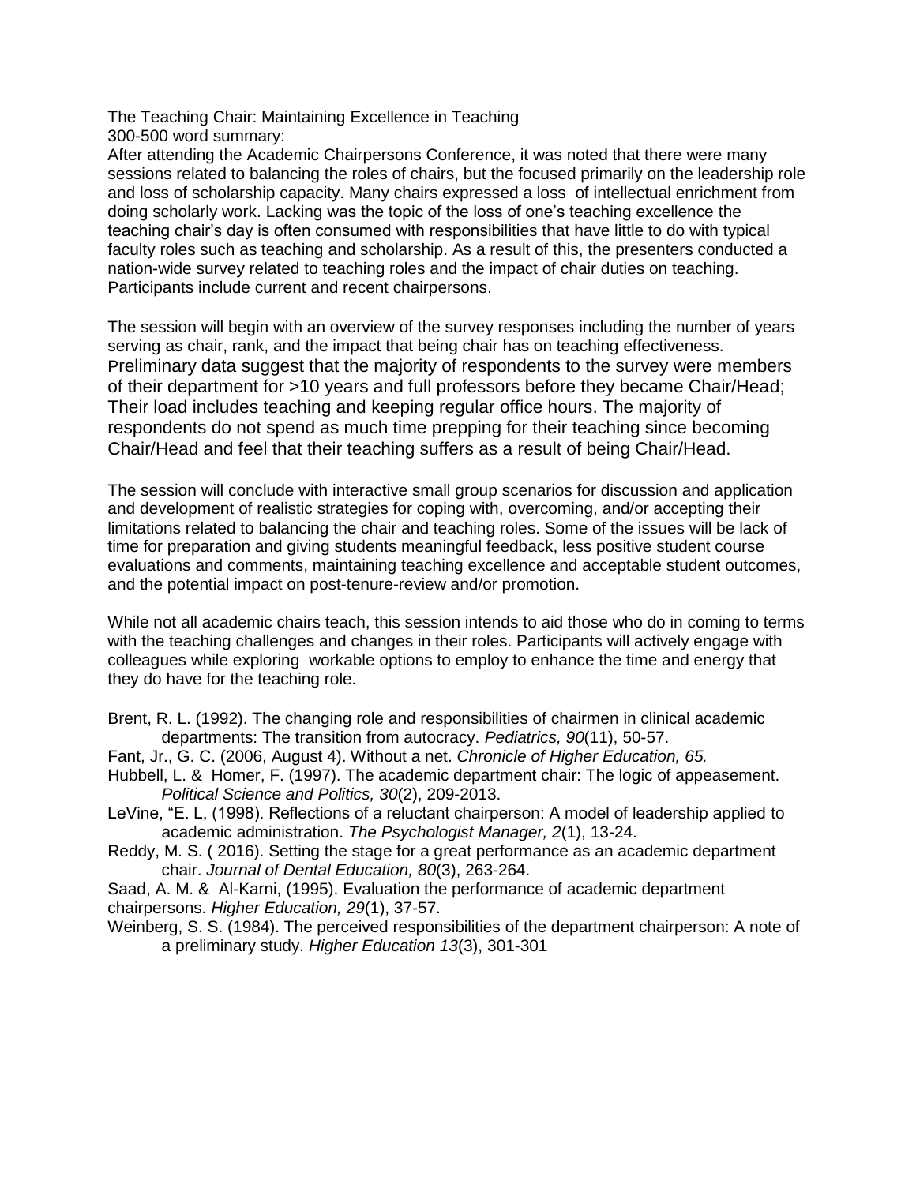The Teaching Chair: Maintaining Excellence in Teaching

300-500 word summary:

After attending the Academic Chairpersons Conference, it was noted that there were many sessions related to balancing the roles of chairs, but the focused primarily on the leadership role and loss of scholarship capacity. Many chairs expressed a loss of intellectual enrichment from doing scholarly work. Lacking was the topic of the loss of one's teaching excellence the teaching chair's day is often consumed with responsibilities that have little to do with typical faculty roles such as teaching and scholarship. As a result of this, the presenters conducted a nation-wide survey related to teaching roles and the impact of chair duties on teaching. Participants include current and recent chairpersons.

The session will begin with an overview of the survey responses including the number of years serving as chair, rank, and the impact that being chair has on teaching effectiveness. Preliminary data suggest that the majority of respondents to the survey were members of their department for >10 years and full professors before they became Chair/Head; Their load includes teaching and keeping regular office hours. The majority of respondents do not spend as much time prepping for their teaching since becoming Chair/Head and feel that their teaching suffers as a result of being Chair/Head.

The session will conclude with interactive small group scenarios for discussion and application and development of realistic strategies for coping with, overcoming, and/or accepting their limitations related to balancing the chair and teaching roles. Some of the issues will be lack of time for preparation and giving students meaningful feedback, less positive student course evaluations and comments, maintaining teaching excellence and acceptable student outcomes, and the potential impact on post-tenure-review and/or promotion.

While not all academic chairs teach, this session intends to aid those who do in coming to terms with the teaching challenges and changes in their roles. Participants will actively engage with colleagues while exploring workable options to employ to enhance the time and energy that they do have for the teaching role.

Brent, R. L. (1992). The changing role and responsibilities of chairmen in clinical academic departments: The transition from autocracy. *Pediatrics, 90*(11), 50-57.

Fant, Jr., G. C. (2006, August 4). Without a net. *Chronicle of Higher Education, 65.*

Hubbell, L. & Homer, F. (1997). The academic department chair: The logic of appeasement. *Political Science and Politics, 30*(2), 209-2013.

LeVine, "E. L, (1998). Reflections of a reluctant chairperson: A model of leadership applied to academic administration. *The Psychologist Manager, 2*(1), 13-24.

Reddy, M. S. ( 2016). Setting the stage for a great performance as an academic department chair. *Journal of Dental Education, 80*(3), 263-264.

Saad, A. M. & Al-Karni, (1995). Evaluation the performance of academic department chairpersons. *Higher Education, 29*(1), 37-57.

Weinberg, S. S. (1984). The perceived responsibilities of the department chairperson: A note of a preliminary study. *Higher Education 13*(3), 301-301